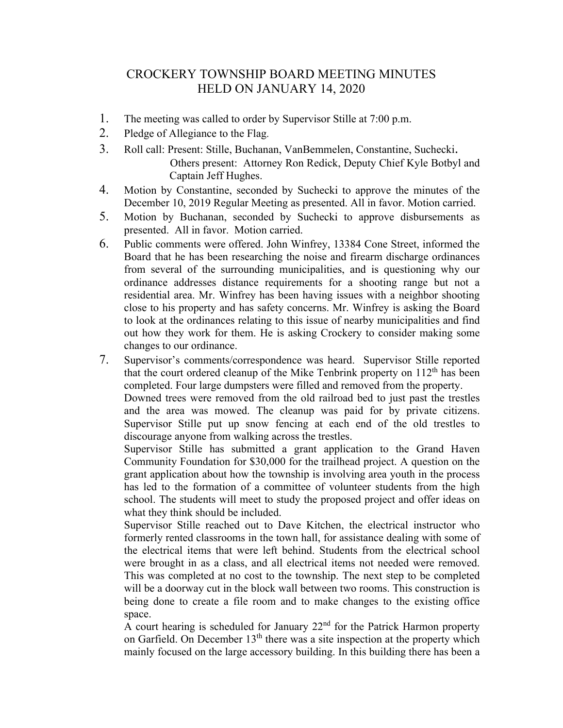# CROCKERY TOWNSHIP BOARD MEETING MINUTES
# HELD ON JANUARY 14, 2020

1. The meeting was called to order by Supervisor Stille at 7:00 p.m.
2. Pledge of Allegiance to the Flag.
3. Roll call: Present: Stille, Buchanan, VanBemmelen, Constantine, Suchecki.
   Others present: Attorney Ron Redick, Deputy Chief Kyle Botbyl and Captain Jeff Hughes.
4. Motion by Constantine, seconded by Suchecki to approve the minutes of the December 10, 2019 Regular Meeting as presented. All in favor. Motion carried.
5. Motion by Buchanan, seconded by Suchecki to approve disbursements as presented. All in favor. Motion carried.
6. Public comments were offered. John Winfrey, 13384 Cone Street, informed the Board that he has been researching the noise and firearm discharge ordinances from several of the surrounding municipalities, and is questioning why our ordinance addresses distance requirements for a shooting range but not a residential area. Mr. Winfrey has been having issues with a neighbor shooting close to his property and has safety concerns. Mr. Winfrey is asking the Board to look at the ordinances relating to this issue of nearby municipalities and find out how they work for them. He is asking Crockery to consider making some changes to our ordinance.
7. Supervisor's comments/correspondence was heard. Supervisor Stille reported that the court ordered cleanup of the Mike Tenbrink property on 112th has been completed. Four large dumpsters were filled and removed from the property.

   Downed trees were removed from the old railroad bed to just past the trestles and the area was mowed. The cleanup was paid for by private citizens. Supervisor Stille put up snow fencing at each end of the old trestles to discourage anyone from walking across the trestles.

   Supervisor Stille has submitted a grant application to the Grand Haven Community Foundation for $30,000 for the trailhead project. A question on the grant application about how the township is involving area youth in the process has led to the formation of a committee of volunteer students from the high school. The students will meet to study the proposed project and offer ideas on what they think should be included.

   Supervisor Stille reached out to Dave Kitchen, the electrical instructor who formerly rented classrooms in the town hall, for assistance dealing with some of the electrical items that were left behind. Students from the electrical school were brought in as a class, and all electrical items not needed were removed. This was completed at no cost to the township. The next step to be completed will be a doorway cut in the block wall between two rooms. This construction is being done to create a file room and to make changes to the existing office space.

   A court hearing is scheduled for January 22nd for the Patrick Harmon property on Garfield. On December 13th there was a site inspection at the property which mainly focused on the large accessory building. In this building there has been a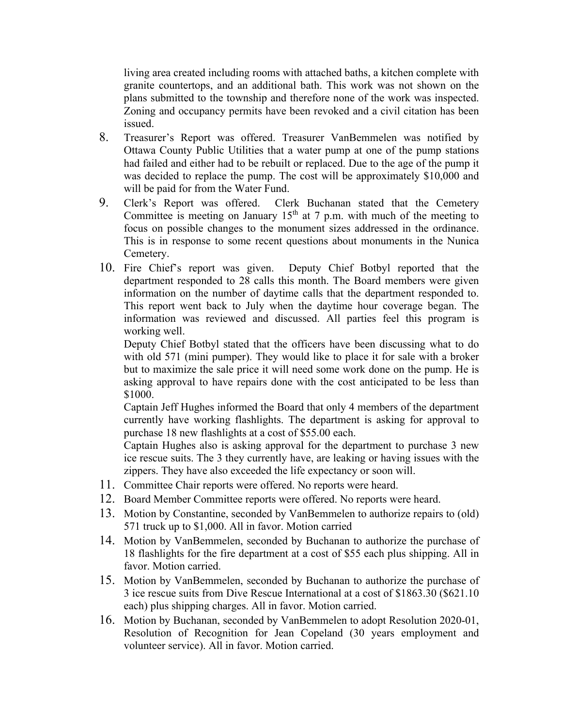living area created including rooms with attached baths, a kitchen complete with granite countertops, and an additional bath. This work was not shown on the plans submitted to the township and therefore none of the work was inspected. Zoning and occupancy permits have been revoked and a civil citation has been issued.

8. Treasurer's Report was offered. Treasurer VanBemmelen was notified by Ottawa County Public Utilities that a water pump at one of the pump stations had failed and either had to be rebuilt or replaced. Due to the age of the pump it was decided to replace the pump. The cost will be approximately $10,000 and will be paid for from the Water Fund.

9. Clerk's Report was offered. Clerk Buchanan stated that the Cemetery Committee is meeting on January 15th at 7 p.m. with much of the meeting to focus on possible changes to the monument sizes addressed in the ordinance. This is in response to some recent questions about monuments in the Nunica Cemetery.

10. Fire Chief's report was given. Deputy Chief Botbyl reported that the department responded to 28 calls this month. The Board members were given information on the number of daytime calls that the department responded to. This report went back to July when the daytime hour coverage began. The information was reviewed and discussed. All parties feel this program is working well.

    Deputy Chief Botbyl stated that the officers have been discussing what to do with old 571 (mini pumper). They would like to place it for sale with a broker but to maximize the sale price it will need some work done on the pump. He is asking approval to have repairs done with the cost anticipated to be less than $1000.

    Captain Jeff Hughes informed the Board that only 4 members of the department currently have working flashlights. The department is asking for approval to purchase 18 new flashlights at a cost of $55.00 each.

    Captain Hughes also is asking approval for the department to purchase 3 new ice rescue suits. The 3 they currently have, are leaking or having issues with the zippers. They have also exceeded the life expectancy or soon will.

11. Committee Chair reports were offered. No reports were heard.

12. Board Member Committee reports were offered. No reports were heard.

13. Motion by Constantine, seconded by VanBemmelen to authorize repairs to (old) 571 truck up to $1,000. All in favor. Motion carried

14. Motion by VanBemmelen, seconded by Buchanan to authorize the purchase of 18 flashlights for the fire department at a cost of $55 each plus shipping. All in favor. Motion carried.

15. Motion by VanBemmelen, seconded by Buchanan to authorize the purchase of 3 ice rescue suits from Dive Rescue International at a cost of $1863.30 ($621.10 each) plus shipping charges. All in favor. Motion carried.

16. Motion by Buchanan, seconded by VanBemmelen to adopt Resolution 2020-01, Resolution of Recognition for Jean Copeland (30 years employment and volunteer service). All in favor. Motion carried.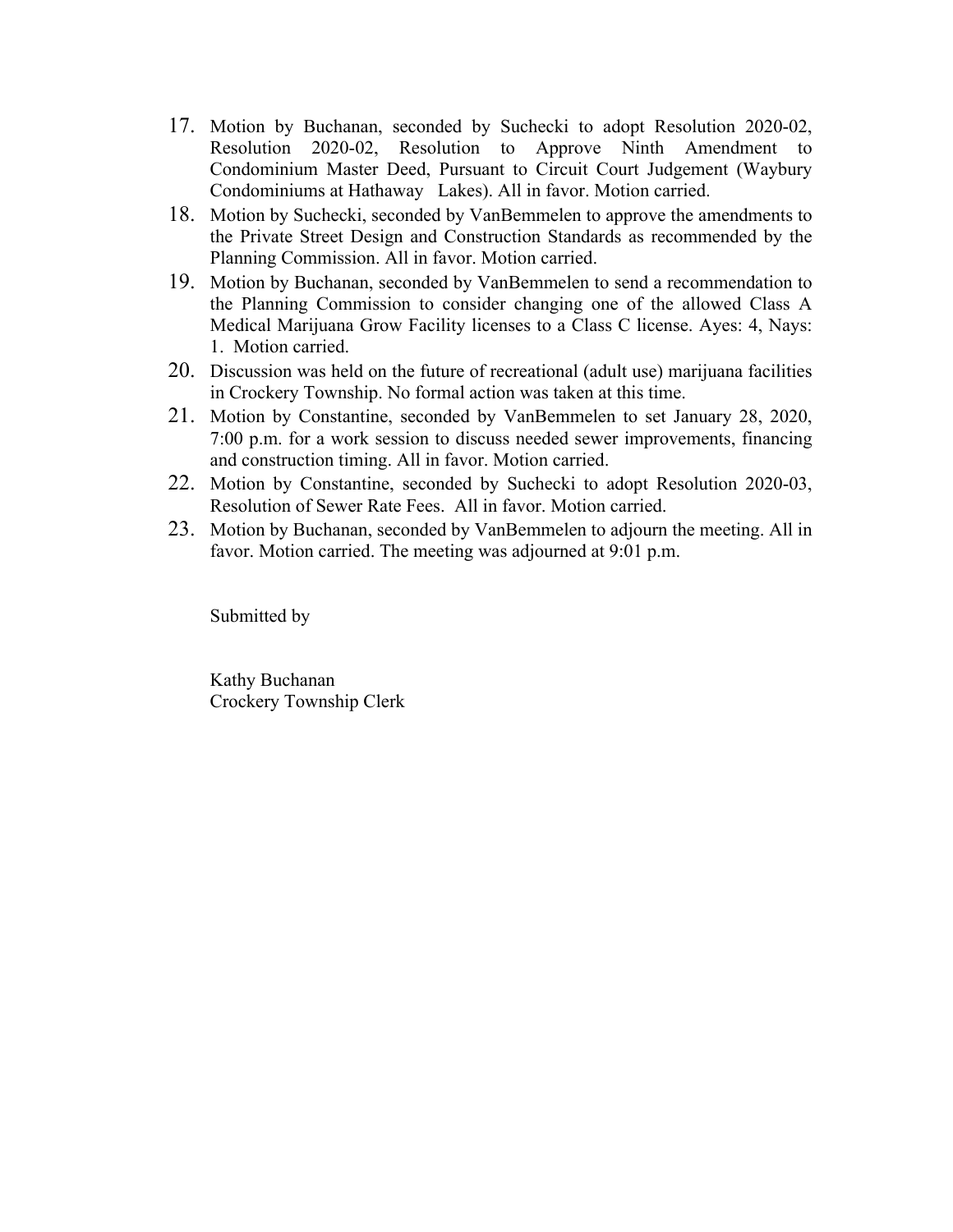17. Motion by Buchanan, seconded by Suchecki to adopt Resolution 2020-02, Resolution 2020-02, Resolution to Approve Ninth Amendment to Condominium Master Deed, Pursuant to Circuit Court Judgement (Waybury Condominiums at Hathaway Lakes). All in favor. Motion carried.
18. Motion by Suchecki, seconded by VanBemmelen to approve the amendments to the Private Street Design and Construction Standards as recommended by the Planning Commission. All in favor. Motion carried.
19. Motion by Buchanan, seconded by VanBemmelen to send a recommendation to the Planning Commission to consider changing one of the allowed Class A Medical Marijuana Grow Facility licenses to a Class C license. Ayes: 4, Nays: 1. Motion carried.
20. Discussion was held on the future of recreational (adult use) marijuana facilities in Crockery Township. No formal action was taken at this time.
21. Motion by Constantine, seconded by VanBemmelen to set January 28, 2020, 7:00 p.m. for a work session to discuss needed sewer improvements, financing and construction timing. All in favor. Motion carried.
22. Motion by Constantine, seconded by Suchecki to adopt Resolution 2020-03, Resolution of Sewer Rate Fees. All in favor. Motion carried.
23. Motion by Buchanan, seconded by VanBemmelen to adjourn the meeting. All in favor. Motion carried. The meeting was adjourned at 9:01 p.m.

Submitted by

Kathy Buchanan
Crockery Township Clerk